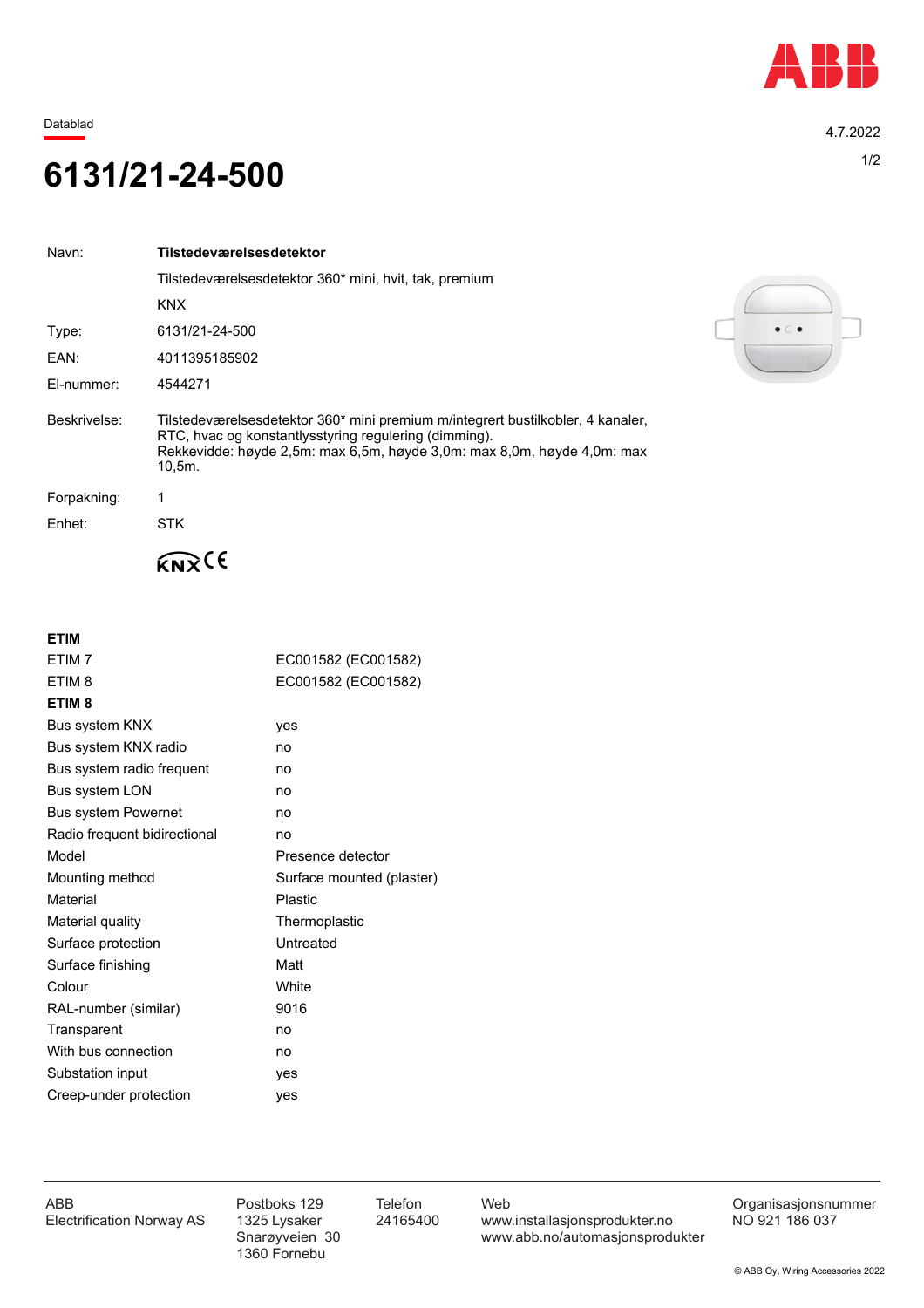Datablad

4.7.2022

# 6131/21-24-500

| | |
|---|---|
| Navn: | **Tilstedeværelsesdetektor** |
| | Tilstedeværelsesdetektor 360* mini, hvit, tak, premium |
| | KNX |
| Type: | 6131/21-24-500 |
| EAN: | 4011395185902 |
| El-nummer: | 4544271 |
| Beskrivelse: | Tilstedeværelsesdetektor 360* mini premium m/integrert bustilkobler, 4 kanaler, RTC, hvac og konstantlysstyring regulering (dimming). Rekkevidde: høyde 2,5m: max 6,5m, høyde 3,0m: max 8,0m, høyde 4,0m: max 10,5m. |
| Forpakning: | 1 |
| Enhet: | STK |

KNX CE

**ETIM**

| | |
|---|---|
| ETIM 7 | EC001582 (EC001582) |
| ETIM 8 | EC001582 (EC001582) |

**ETIM 8**

| | |
|---|---|
| Bus system KNX | yes |
| Bus system KNX radio | no |
| Bus system radio frequent | no |
| Bus system LON | no |
| Bus system Powernet | no |
| Radio frequent bidirectional | no |
| Model | Presence detector |
| Mounting method | Surface mounted (plaster) |
| Material | Plastic |
| Material quality | Thermoplastic |
| Surface protection | Untreated |
| Surface finishing | Matt |
| Colour | White |
| RAL-number (similar) | 9016 |
| Transparent | no |
| With bus connection | no |
| Substation input | yes |
| Creep-under protection | yes |

ABB Electrification Norway AS | Postboks 129, 1325 Lysaker, Snarøyveien 30, 1360 Fornebu | Telefon 24165400 | Web www.installasjonsprodukter.no, www.abb.no/automasjonsprodukter | Organisasjonsnummer NO 921 186 037

© ABB Oy, Wiring Accessories 2022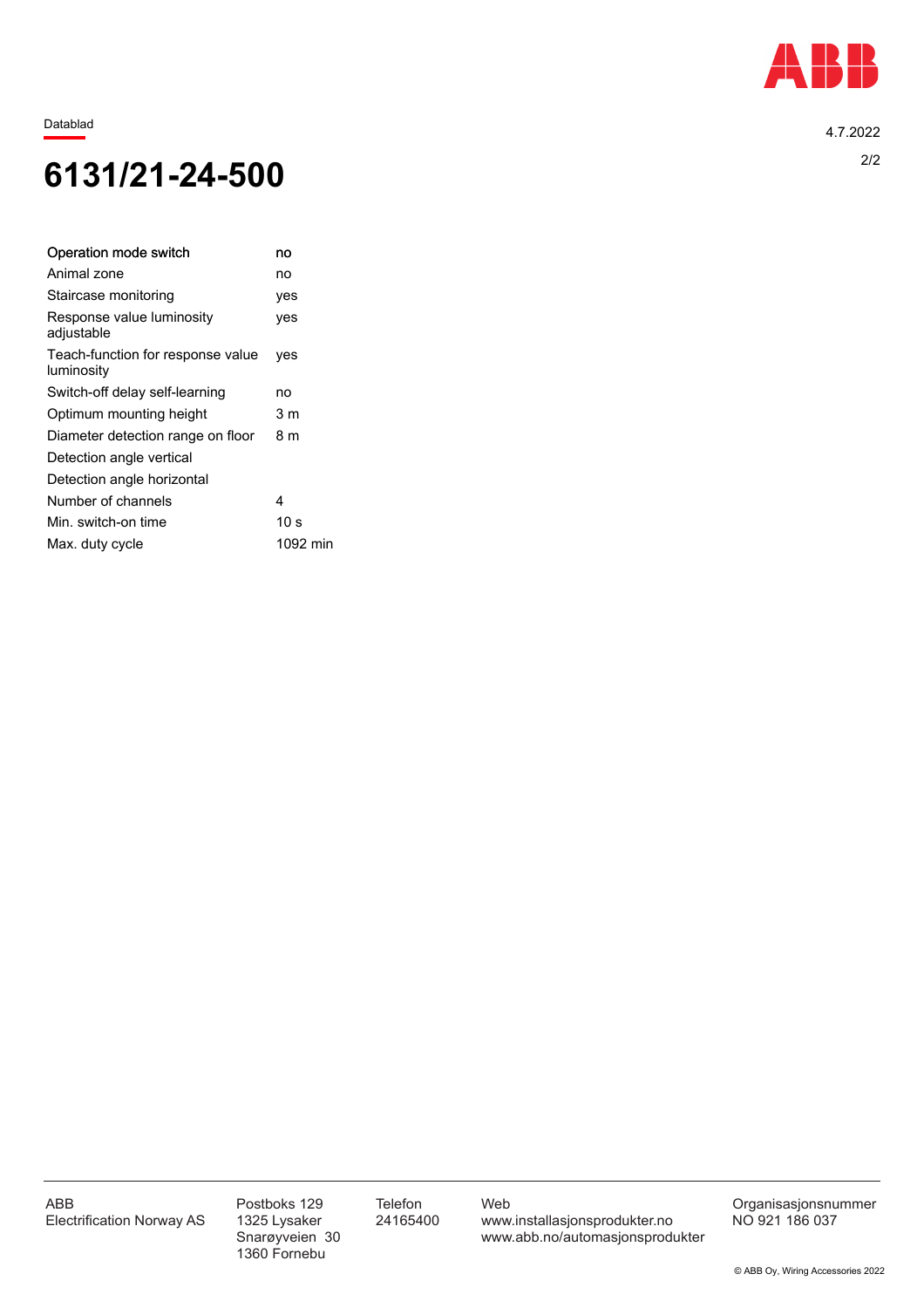Datablad

# 6131/21-24-500

| | |
|---|---|
| Operation mode switch | no |
| Animal zone | no |
| Staircase monitoring | yes |
| Response value luminosity adjustable | yes |
| Teach-function for response value luminosity | yes |
| Switch-off delay self-learning | no |
| Optimum mounting height | 3 m |
| Diameter detection range on floor | 8 m |
| Detection angle vertical | |
| Detection angle horizontal | |
| Number of channels | 4 |
| Min. switch-on time | 10 s |
| Max. duty cycle | 1092 min |

ABB
Electrification Norway AS

Postboks 129
1325 Lysaker
Snarøyveien 30
1360 Fornebu

Telefon
24165400

Web
www.installasjonsprodukter.no
www.abb.no/automasjonsprodukter

Organisasjonsnummer
NO 921 186 037

© ABB Oy, Wiring Accessories 2022